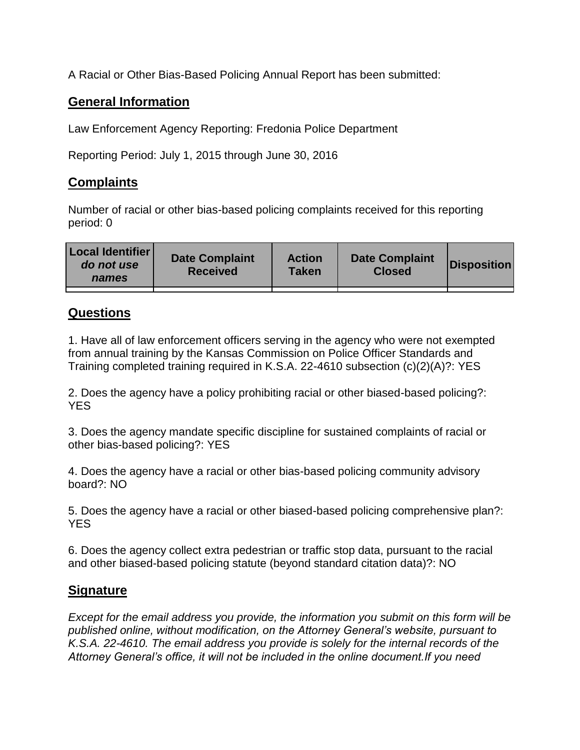A Racial or Other Bias-Based Policing Annual Report has been submitted:

## General Information

Law Enforcement Agency Reporting: Fredonia Police Department

Reporting Period: July 1, 2015 through June 30, 2016

## Complaints

Number of racial or other bias-based policing complaints received for this reporting period: 0

| **Local Identifier** ***do not use names*** | **Date Complaint Received** | **Action Taken** | **Date Complaint Closed** | **Disposition** |
|---|---|---|---|---|
| | | | | |

## Questions

1. Have all of law enforcement officers serving in the agency who were not exempted from annual training by the Kansas Commission on Police Officer Standards and Training completed training required in K.S.A. 22-4610 subsection (c)(2)(A)?: YES

2. Does the agency have a policy prohibiting racial or other biased-based policing?: YES

3. Does the agency mandate specific discipline for sustained complaints of racial or other bias-based policing?: YES

4. Does the agency have a racial or other bias-based policing community advisory board?: NO

5. Does the agency have a racial or other biased-based policing comprehensive plan?: YES

6. Does the agency collect extra pedestrian or traffic stop data, pursuant to the racial and other biased-based policing statute (beyond standard citation data)?: NO

## Signature

*Except for the email address you provide, the information you submit on this form will be published online, without modification, on the Attorney General's website, pursuant to K.S.A. 22-4610. The email address you provide is solely for the internal records of the Attorney General's office, it will not be included in the online document.If you need*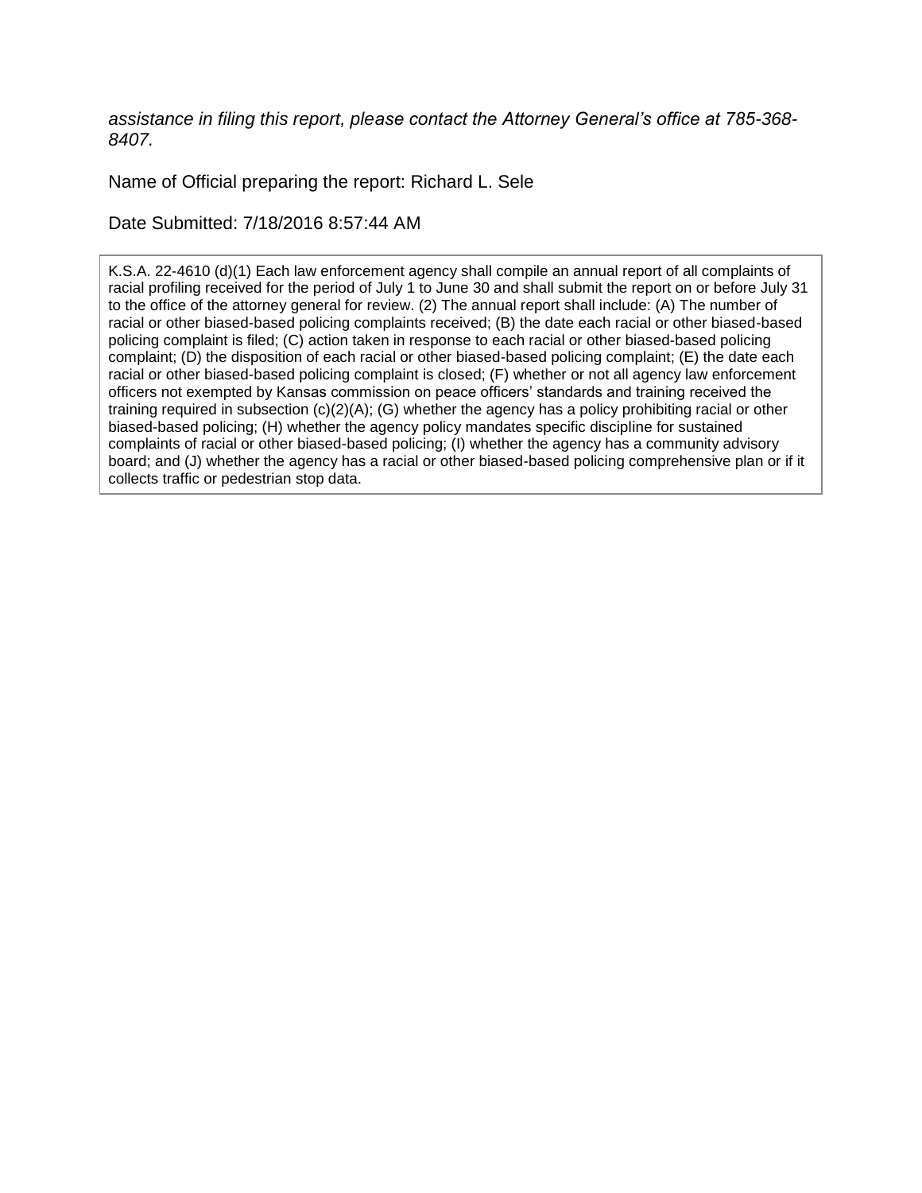*assistance in filing this report, please contact the Attorney General's office at 785-368-8407.*

Name of Official preparing the report: Richard L. Sele

Date Submitted: 7/18/2016 8:57:44 AM

K.S.A. 22-4610 (d)(1) Each law enforcement agency shall compile an annual report of all complaints of racial profiling received for the period of July 1 to June 30 and shall submit the report on or before July 31 to the office of the attorney general for review. (2) The annual report shall include: (A) The number of racial or other biased-based policing complaints received; (B) the date each racial or other biased-based policing complaint is filed; (C) action taken in response to each racial or other biased-based policing complaint; (D) the disposition of each racial or other biased-based policing complaint; (E) the date each racial or other biased-based policing complaint is closed; (F) whether or not all agency law enforcement officers not exempted by Kansas commission on peace officers' standards and training received the training required in subsection (c)(2)(A); (G) whether the agency has a policy prohibiting racial or other biased-based policing; (H) whether the agency policy mandates specific discipline for sustained complaints of racial or other biased-based policing; (I) whether the agency has a community advisory board; and (J) whether the agency has a racial or other biased-based policing comprehensive plan or if it collects traffic or pedestrian stop data.